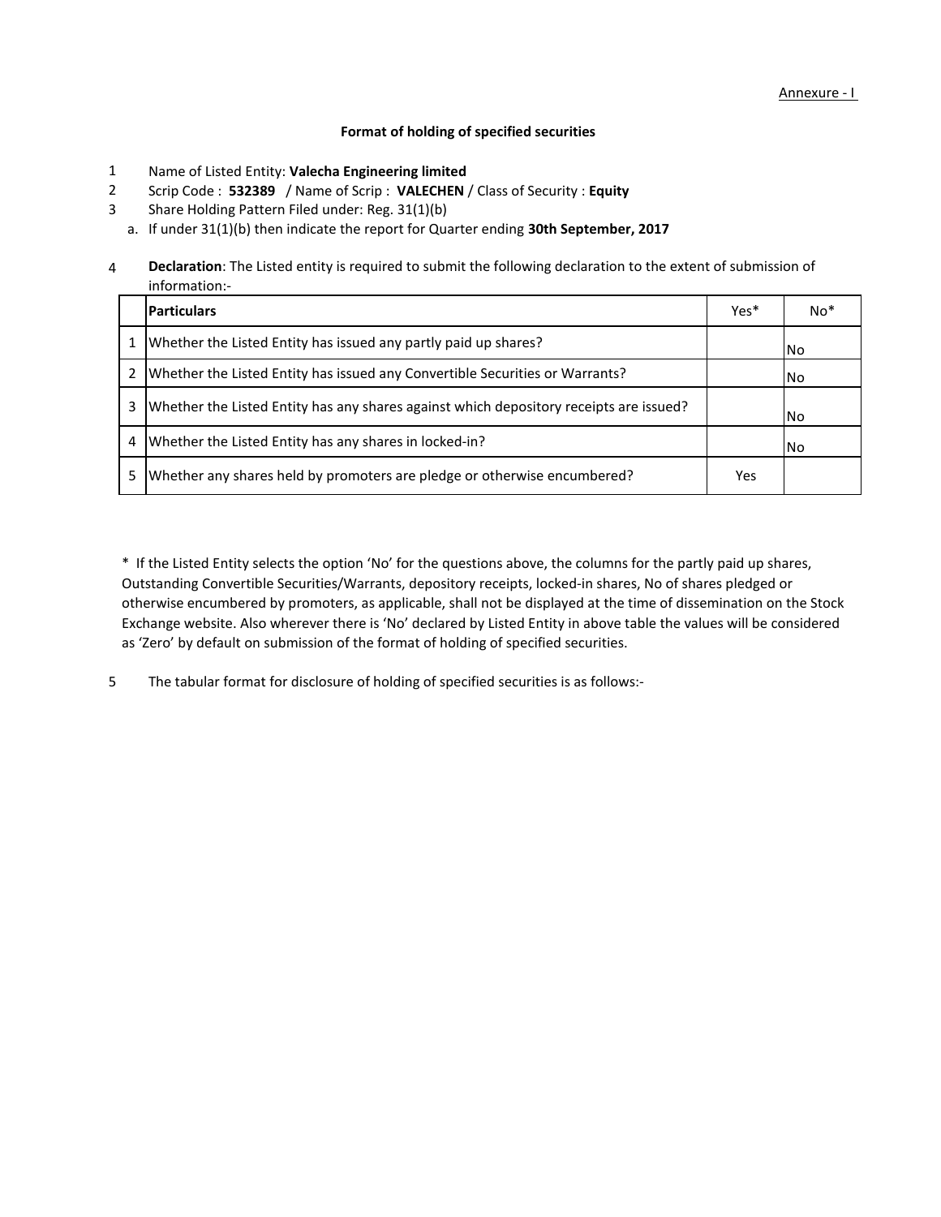Annexure - I

## Format of holding of specified securities

1. Name of Listed Entity: **Valecha Engineering limited**
2. Scrip Code : **532389** / Name of Scrip : **VALECHEN** / Class of Security : **Equity**
3. Share Holding Pattern Filed under: Reg. 31(1)(b)
   a. If under 31(1)(b) then indicate the report for Quarter ending **30th September, 2017**
4. **Declaration**: The Listed entity is required to submit the following declaration to the extent of submission of information:-

| | **Particulars** | Yes* | No* |
|---|---|---|---|
| 1 | Whether the Listed Entity has issued any partly paid up shares? | | No |
| 2 | Whether the Listed Entity has issued any Convertible Securities or Warrants? | | No |
| 3 | Whether the Listed Entity has any shares against which depository receipts are issued? | | No |
| 4 | Whether the Listed Entity has any shares in locked-in? | | No |
| 5 | Whether any shares held by promoters are pledge or otherwise encumbered? | Yes | |

* If the Listed Entity selects the option 'No' for the questions above, the columns for the partly paid up shares, Outstanding Convertible Securities/Warrants, depository receipts, locked-in shares, No of shares pledged or otherwise encumbered by promoters, as applicable, shall not be displayed at the time of dissemination on the Stock Exchange website. Also wherever there is 'No' declared by Listed Entity in above table the values will be considered as 'Zero' by default on submission of the format of holding of specified securities.

5. The tabular format for disclosure of holding of specified securities is as follows:-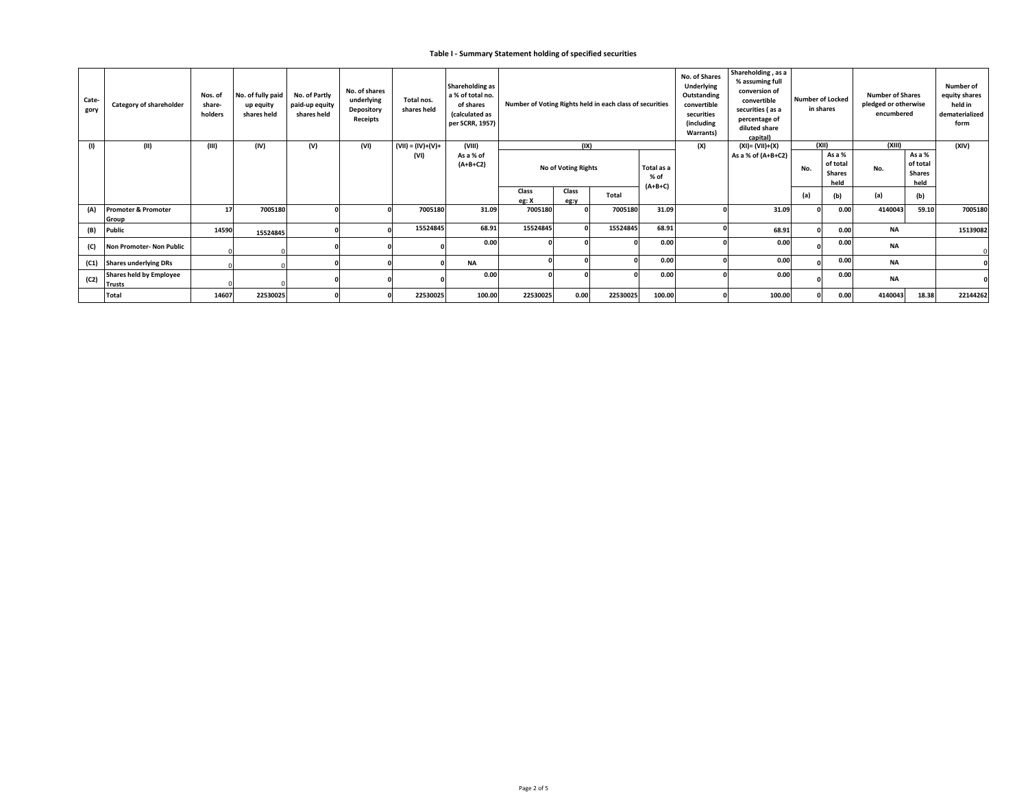### Table I - Summary Statement holding of specified securities

| Category | Category of shareholder | Nos. of share-holders | No. of fully paid up equity shares held | No. of Partly paid-up equity shares held | No. of shares underlying Depository Receipts | Total nos. shares held | Shareholding as a % of total no. of shares (calculated as per SCRR, 1957) | Number of Voting Rights held in each class of securities | | | | No. of Shares Underlying Outstanding convertible securities (including Warrants) | Shareholding , as a % assuming full conversion of convertible securities ( as a percentage of diluted share capital) | Number of Locked in shares | | Number of Shares pledged or otherwise encumbered | | Number of equity shares held in dematerialized form |
|---|---|---|---|---|---|---|---|---|---|---|---|---|---|---|---|---|---|---|
| (I) | (II) | (III) | (IV) | (V) | (VI) | (VII) = (IV)+(V)+(VI) | (VIII) As a % of (A+B+C2) | (IX) | | | | (X) | (XI)= (VII)+(X) As a % of (A+B+C2) | (XII) | | (XIII) | | (XIV) |
| | | | | | | | | No of Voting Rights | | | Total as a % of (A+B+C) | | | No. (a) | As a % of total Shares held (b) | No. (a) | As a % of total Shares held (b) | |
| | | | | | | | | Class eg: X | Class eg:y | Total | | | | | | | | |
| (A) | Promoter & Promoter Group | 17 | 7005180 | 0 | 0 | 7005180 | 31.09 | 7005180 | 0 | 7005180 | 31.09 | 0 | 31.09 | 0 | 0.00 | 4140043 | 59.10 | 7005180 |
| (B) | Public | 14590 | 15524845 | 0 | 0 | 15524845 | 68.91 | 15524845 | 0 | 15524845 | 68.91 | 0 | 68.91 | 0 | 0.00 | NA | | 15139082 |
| (C) | Non Promoter- Non Public | 0 | 0 | 0 | 0 | 0 | 0.00 | 0 | 0 | 0 | 0.00 | 0 | 0.00 | 0 | 0.00 | NA | | 0 |
| (C1) | Shares underlying DRs | 0 | 0 | 0 | 0 | 0 | NA | 0 | 0 | 0 | 0.00 | 0 | 0.00 | 0 | 0.00 | NA | | 0 |
| (C2) | Shares held by Employee Trusts | 0 | 0 | 0 | 0 | 0 | 0.00 | 0 | 0 | 0 | 0.00 | 0 | 0.00 | 0 | 0.00 | NA | | 0 |
| | Total | 14607 | 22530025 | 0 | 0 | 22530025 | 100.00 | 22530025 | 0.00 | 22530025 | 100.00 | 0 | 100.00 | 0 | 0.00 | 4140043 | 18.38 | 22144262 |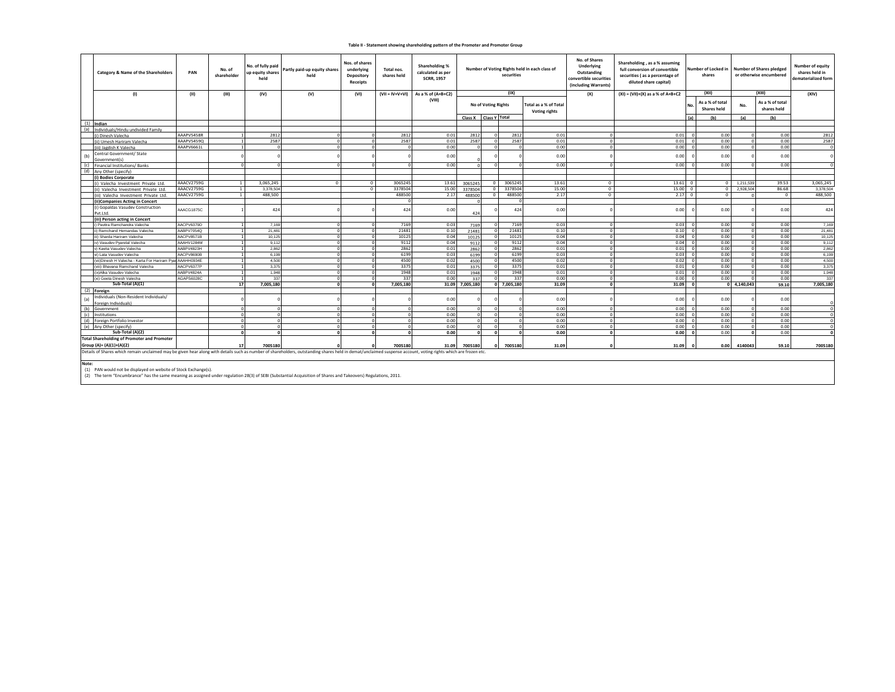Table II - Statement showing shareholding pattern of the Promoter and Promoter Group

| | Category & Name of the Shareholders | PAN | No. of shareholder | No. of fully paid up equity shares held | Partly paid-up equity shares held | Nos. of shares underlying Depository Receipts | Total nos. shares held | Shareholding % calculated as per SCRR, 1957 | Number of Voting Rights held in each class of securities | | | | No. of Shares Underlying Outstanding convertible securities (including Warrants) | Shareholding , as a % assuming full conversion of convertible securities ( as a percentage of diluted share capital) | Number of Locked in shares | | Number of Shares pledged or otherwise encumbered | | Number of equity shares held in dematerialized form |
|---|---|---|---|---|---|---|---|---|---|---|---|---|---|---|---|---|---|---|---|
| | (I) | (II) | (III) | (IV) | (V) | (VI) | (VII = IV+V+VI) | As a % of (A+B+C2) (VIII) | (IX) | | | | (X) | (XI) = (VII)+(X) as a % of A+B+C2 | (XII) | | (XIII) | | (XIV) |
| | | | | | | | | | No of Voting Rights | | | Total as a % of Total Voting rights | | | No. | As a % of Total Shares held | No. | As a % of total shares held | |
| | | | | | | | | | Class X | Class Y | Total | | | | (a) | (b) | (a) | (b) | |
| (1) | **Indian** | | | | | | | | | | | | | | | | | | |
| (a) | Individuals/Hindu undivided Family | | | | | | | | | | | | | | | | | | |
| | (i) Dinesh Valecha | AAAPV5458R | 1 | 2812 | 0 | 0 | 2812 | 0.01 | 2812 | 0 | 2812 | 0.01 | 0 | 0.01 | 0 | 0.00 | 0 | 0.00 | 2812 |
| | (ii) Umesh Hariram Valecha | AAAPV5459Q | 1 | 2587 | 0 | 0 | 2587 | 0.01 | 2587 | 0 | 2587 | 0.01 | 0 | 0.01 | 0 | 0.00 | 0 | 0.00 | 2587 |
| | (iii) Jagdish K Valecha | AAAPV6661L | 1 | 0 | 0 | 0 | 0 | 0.00 | 0 | 0 | 0 | 0.00 | 0 | 0.00 | 0 | 0.00 | 0 | 0.00 | 0 |
| (b) | Central Government/ State Government(s) | | 0 | 0 | 0 | 0 | 0 | 0.00 | 0 | 0 | 0 | 0.00 | 0 | 0.00 | 0 | 0.00 | 0 | 0.00 | 0 |
| (c) | Financial Institutions/ Banks | | 0 | 0 | 0 | 0 | 0 | 0.00 | 0 | 0 | 0 | 0.00 | 0 | 0.00 | 0 | 0.00 | 0 | 0.00 | 0 |
| (d) | Any Other (specify) | | | | | | | | | | | | | | | | | | |
| | **(i) Bodies Corporate** | | | | | | | | | | | | | | | | | | |
| | (i) Valecha Investment Private Ltd. | AAACV2759G | 1 | 3,065,245 | 0 | 0 | 3065245 | 13.61 | 3065245 | 0 | 3065245 | 13.61 | 0 | 13.61 | 0 | 0 | 1,211,539 | 39.53 | 3,065,245 |
| | (ii) Valecha Investment Private Ltd. | AAACV2759G | 1 | 3,378,504 | | 0 | 3378504 | 15.00 | 3378504 | 0 | 3378504 | 15.00 | 0 | 15.00 | 0 | 0 | 2,928,504 | 86.68 | 3,378,504 |
| | (iii) Valecha Investment Private Ltd. | AAACV2759G | 1 | 488,500 | | | 488500 | 2.17 | 488500 | 0 | 488500 | 2.17 | 0 | 2.17 | 0 | 0 | 0 | 0 | 488,500 |
| | **(ii)Companies Acting in Concert** | | | | | | 0 | | 0 | | 0 | | | | | | | | |
| | (i) Gopaldas Vasudev Construction Pvt.Ltd. | AAACG1875C | 1 | 424 | 0 | 0 | 424 | 0.00 | 424 | 0 | 424 | 0.00 | 0 | 0.00 | 0 | 0.00 | 0 | 0.00 | 424 |
| | **(iii) Person acting in Concert** | | | | | | | | | | | | | | | | | | |
| | i) Pavitra Ramchandra Valecha | AACPV6379D | 1 | 7,169 | 0 | 0 | 7169 | 0.03 | 7169 | 0 | 7169 | 0.03 | 0 | 0.03 | 0 | 0.00 | 0 | 0.00 | 7,169 |
| | ii) Ramchand Hemandas Valecha | AABPV7054Q | 1 | 21,481 | 0 | 0 | 21481 | 0.10 | 21481 | 0 | 21481 | 0.10 | 0 | 0.10 | 0 | 0.00 | 0 | 0.00 | 21,481 |
| | iii) Sharda Hariram Valecha | AACPV8571B | 1 | 10,125 | 0 | 0 | 10125 | 0.04 | 10125 | 0 | 10125 | 0.04 | 0 | 0.04 | 0 | 0.00 | 0 | 0.00 | 10,125 |
| | iv) Vasudev Pyarelal Valecha | AAAHV1284M | 1 | 9,112 | 0 | 0 | 9112 | 0.04 | 9112 | 0 | 9112 | 0.04 | 0 | 0.04 | 0 | 0.00 | 0 | 0.00 | 9,112 |
| | v) Kavita Vasudev Valecha | AABPV4823H | 1 | 2,862 | 0 | 0 | 2862 | 0.01 | 2862 | 0 | 2862 | 0.01 | 0 | 0.01 | 0 | 0.00 | 0 | 0.00 | 2,862 |
| | vi) Lata Vasudev Valecha | AACPV8690B | 1 | 6,199 | 0 | 0 | 6199 | 0.03 | 6199 | 0 | 6199 | 0.03 | 0 | 0.03 | 0 | 0.00 | 0 | 0.00 | 6,199 |
| | (vii)Dinesh H Valecha - Karta For Hariram Pya | AAAHH0934E | 1 | 4,500 | 0 | 0 | 4500 | 0.02 | 4500 | 0 | 4500 | 0.02 | 0 | 0.02 | 0 | 0.00 | 0 | 0.00 | 4,500 |
| | (viii) Bhavana Ramchand Valecha | AACPV6377P | 1 | 3,375 | 0 | 0 | 3375 | 0.01 | 3375 | 0 | 3375 | 0.01 | 0 | 0.01 | 0 | 0.00 | 0 | 0.00 | 3,375 |
| | (ix)Alka Vasudev Valecha | AABPV4824A | 1 | 1,948 | 0 | 0 | 1948 | 0.01 | 1948 | 0 | 1948 | 0.01 | 0 | 0.01 | 0 | 0.00 | 0 | 0.00 | 1,948 |
| | (xi) Geeta Dinesh Valecha | AGAPS6028C | 1 | 337 | 0 | 0 | 337 | 0.00 | 337 | 0 | 337 | 0.00 | 0 | 0.00 | 0 | 0.00 | 0 | 0.00 | 337 |
| | **Sub-Total (A)(1)** | | **17** | **7,005,180** | **0** | **0** | **7,005,180** | **31.09** | **7,005,180** | **0** | **7,005,180** | **31.09** | **0** | **31.09** | **0** | **0** | **4,140,043** | **59.10** | **7,005,180** |
| (2) | **Foreign** | | | | | | | | | | | | | | | | | | |
| (a) | Individuals (Non-Resident Individuals/ Foreign Individuals) | | 0 | 0 | 0 | 0 | 0 | 0.00 | 0 | 0 | 0 | 0.00 | 0 | 0.00 | 0 | 0.00 | 0 | 0.00 | 0 |
| (b) | Government | | 0 | 0 | 0 | 0 | 0 | 0.00 | 0 | 0 | 0 | 0.00 | 0 | 0.00 | 0 | 0.00 | 0 | 0.00 | 0 |
| (c) | Institutions | | 0 | 0 | 0 | 0 | 0 | 0.00 | 0 | 0 | 0 | 0.00 | 0 | 0.00 | 0 | 0.00 | 0 | 0.00 | 0 |
| (d) | Foreign Portfolio Investor | | 0 | 0 | 0 | 0 | 0 | 0.00 | 0 | 0 | 0 | 0.00 | 0 | 0.00 | 0 | 0.00 | 0 | 0.00 | 0 |
| (e) | Any Other (specify) | | 0 | 0 | 0 | 0 | 0 | 0.00 | 0 | 0 | 0 | 0.00 | 0 | 0.00 | 0 | 0.00 | 0 | 0.00 | 0 |
| | **Sub-Total (A)(2)** | | **0** | **0** | **0** | **0** | **0** | **0.00** | **0** | **0** | **0** | **0.00** | **0** | **0.00** | **0** | **0.00** | **0** | **0.00** | **0** |
| | **Total Shareholding of Promoter and Promoter Group (A)= (A)(1)+(A)(2)** | | **17** | **7005180** | **0** | **0** | **7005180** | **31.09** | **7005180** | **0** | **7005180** | **31.09** | **0** | **31.09** | **0** | **0.00** | **4140043** | **59.10** | **7005180** |

Details of Shares which remain unclaimed may be given hear along with details such as number of shareholders, outstanding shares held in demat/unclaimed suspense account, voting rights which are frozen etc.

**Note:**

(1) PAN would not be displayed on website of Stock Exchange(s).

(2) The term "Encumbrance" has the same meaning as assigned under regulation 28(3) of SEBI (Substantial Acquisition of Shares and Takeovers) Regulations, 2011.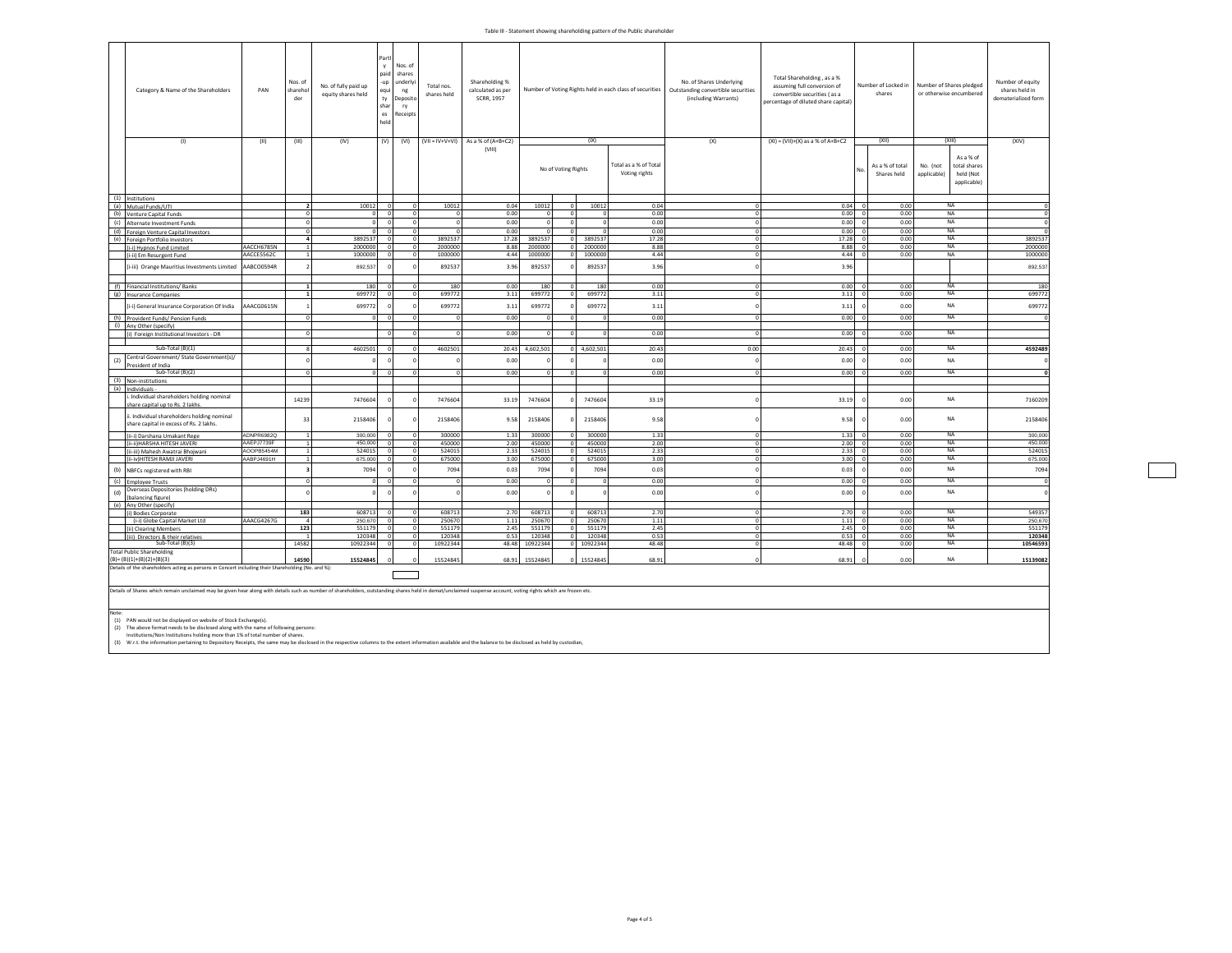Table III - Statement showing shareholding pattern of the Public shareholder

| | Category & Name of the Shareholders | PAN | Nos. of shareholder | No. of fully paid up equity shares held | Partly paid-up equity shares held | Nos. of shares underlying Depository Receipts | Total nos. shares held | Shareholding % calculated as per SCRR, 1957 | Number of Voting Rights held in each class of securities | | | | No. of Shares Underlying Outstanding convertible securities (including Warrants) | Total Shareholding , as a % assuming full conversion of convertible securities ( as a percentage of diluted share capital) | Number of Locked in shares | | Number of Shares pledged or otherwise encumbered | | Number of equity shares held in dematerialized form |
|---|---|---|---|---|---|---|---|---|---|---|---|---|---|---|---|---|---|---|---|
| | (I) | (II) | (III) | (IV) | (V) | (VI) | (VII = IV+V+VI) | As a % of (A+B+C2) (VIII) | (IX) | | | | (X) | (XI) = (VII)+(X) as a % of A+B+C2 | (XII) | | (XIII) | | (XIV) |
| | | | | | | | | | No of Voting Rights | | | Total as a % of Total Voting rights | | | No. | As a % of total Shares held | No. (not applicable) | As a % of total shares held (Not applicable) | |
| (1) | Institutions | | | | | | | | | | | | | | | | | | |
| (a) | Mutual Funds/UTI | | 2 | 10012 | 0 | 0 | 10012 | 0.04 | 10012 | 0 | 10012 | 0.04 | 0 | 0.04 | 0 | 0.00 | NA | | 0 |
| (b) | Venture Capital Funds | | 0 | 0 | 0 | 0 | 0 | 0.00 | 0 | 0 | 0 | 0.00 | 0 | 0.00 | 0 | 0.00 | NA | | 0 |
| (c) | Alternate Investment Funds | | 0 | 0 | 0 | 0 | 0 | 0.00 | 0 | 0 | 0 | 0.00 | 0 | 0.00 | 0 | 0.00 | NA | | 0 |
| (d) | Foreign Venture Capital Investors | | 0 | 0 | 0 | 0 | 0 | 0.00 | 0 | 0 | 0 | 0.00 | 0 | 0.00 | 0 | 0.00 | NA | | 0 |
| (e) | Foreign Portfolio Investors | | 4 | 3892537 | 0 | 0 | 3892537 | 17.28 | 3892537 | 0 | 3892537 | 17.28 | 0 | 17.28 | 0 | 0.00 | NA | | 3892537 |
| | (i-i) Hypnos Fund Limited | AACCH6785N | 1 | 2000000 | 0 | 0 | 2000000 | 8.88 | 2000000 | 0 | 2000000 | 8.88 | 0 | 8.88 | 0 | 0.00 | NA | | 2000000 |
| | (i-ii) Em Resurgent Fund | AACCE5562C | 1 | 1000000 | 0 | 0 | 1000000 | 4.44 | 1000000 | 0 | 1000000 | 4.44 | 0 | 4.44 | 0 | 0.00 | NA | | 1000000 |
| | (i-iii) Orange Mauritius Investments Limited | AABCO0594R | 2 | 892,537 | 0 | 0 | 892537 | 3.96 | 892537 | 0 | 892537 | 3.96 | 0 | 3.96 | | | | | 892,537 |
| (f) | Financial Institutions/ Banks | | 1 | 180 | 0 | 0 | 180 | 0.00 | 180 | 0 | 180 | 0.00 | 0 | 0.00 | 0 | 0.00 | NA | | 180 |
| (g) | Insurance Companies | | 1 | 699772 | 0 | 0 | 699772 | 3.11 | 699772 | 0 | 699772 | 3.11 | 0 | 3.11 | 0 | 0.00 | NA | | 699772 |
| | (i-i) General Insurance Corporation Of India | AAACG0615N | 1 | 699772 | 0 | 0 | 699772 | 3.11 | 699772 | 0 | 699772 | 3.11 | 0 | 3.11 | 0 | 0.00 | NA | | 699772 |
| (h) | Provident Funds/ Pension Funds | | 0 | 0 | 0 | 0 | 0 | 0.00 | 0 | 0 | 0 | 0.00 | 0 | 0.00 | 0 | 0.00 | NA | | 0 |
| (i) | Any Other (specify) | | | | | | | | | | | | | | | | | | |
| | (i) Foreign Institutional Investors - DR | | 0 | | 0 | 0 | 0 | 0.00 | 0 | 0 | 0 | 0.00 | 0 | 0.00 | 0 | 0.00 | NA | | |
| | Sub-Total (B)(1) | | 8 | 4602501 | 0 | 0 | 4602501 | 20.43 | 4,602,501 | 0 | 4,602,501 | 20.43 | 0.00 | 20.43 | 0 | 0.00 | NA | | 4592489 |
| (2) | Central Government/ State Government(s)/ President of India | | 0 | 0 | 0 | 0 | 0 | 0.00 | 0 | 0 | 0 | 0.00 | 0 | 0.00 | 0 | 0.00 | NA | | 0 |
| | Sub-Total (B)(2) | | 0 | 0 | 0 | 0 | 0 | 0.00 | 0 | 0 | 0 | 0.00 | 0 | 0.00 | 0 | 0.00 | NA | | 0 |
| (3) | Non-institutions | | | | | | | | | | | | | | | | | | |
| (a) | Individuals - | | | | | | | | | | | | | | | | | | |
| | i. Individual shareholders holding nominal share capital up to Rs. 2 lakhs. | | 14239 | 7476604 | 0 | 0 | 7476604 | 33.19 | 7476604 | 0 | 7476604 | 33.19 | 0 | 33.19 | 0 | 0.00 | NA | | 7160209 |
| | ii. Individual shareholders holding nominal share capital in excess of Rs. 2 lakhs. | | 33 | 2158406 | 0 | 0 | 2158406 | 9.58 | 2158406 | 0 | 2158406 | 9.58 | 0 | 9.58 | 0 | 0.00 | NA | | 2158406 |
| | (ii-i) Darshana Umakant Rege | ADNPR6982Q | 1 | 300,000 | 0 | 0 | 300000 | 1.33 | 300000 | 0 | 300000 | 1.33 | 0 | 1.33 | 0 | 0.00 | NA | | 300,000 |
| | (ii-ii)HARSHA HITESH JAVERI | AAEPJ7739F | 1 | 450,000 | 0 | 0 | 450000 | 2.00 | 450000 | 0 | 450000 | 2.00 | 0 | 2.00 | 0 | 0.00 | NA | | 450,000 |
| | (ii-iii) Mahesh Awatrai Bhojwani | AOOPB5454M | 1 | 524015 | 0 | 0 | 524015 | 2.33 | 524015 | 0 | 524015 | 2.33 | 0 | 2.33 | 0 | 0.00 | NA | | 524015 |
| | (ii-iv)HITESH RAMJI JAVERI | AABPJ4691H | 1 | 675,000 | 0 | 0 | 675000 | 3.00 | 675000 | 0 | 675000 | 3.00 | 0 | 3.00 | 0 | 0.00 | NA | | 675,000 |
| (b) | NBFCs registered with RBI | | 3 | 7094 | 0 | 0 | 7094 | 0.03 | 7094 | 0 | 7094 | 0.03 | 0 | 0.03 | 0 | 0.00 | NA | | 7094 |
| (c) | Employee Trusts | | 0 | 0 | 0 | 0 | 0 | 0.00 | 0 | 0 | 0 | 0.00 | 0 | 0.00 | 0 | 0.00 | NA | | 0 |
| (d) | Overseas Depositories (holding DRs) (balancing figure) | | 0 | 0 | 0 | 0 | 0 | 0.00 | 0 | 0 | 0 | 0.00 | 0 | 0.00 | 0 | 0.00 | NA | | 0 |
| (e) | Any Other (specify) | | | | | | | | | | | | | | | | | | |
| | (i) Bodies Corporate | | 183 | 608713 | 0 | 0 | 608713 | 2.70 | 608713 | 0 | 608713 | 2.70 | 0 | 2.70 | 0 | 0.00 | NA | | 549357 |
| | (i-i) Globe Capital Market Ltd | AAACG4267G | 4 | 250,670 | 0 | 0 | 250670 | 1.11 | 250670 | 0 | 250670 | 1.11 | 0 | 1.11 | 0 | 0.00 | NA | | 250,670 |
| | (ii) Clearing Members | | 123 | 551179 | 0 | 0 | 551179 | 2.45 | 551179 | 0 | 551179 | 2.45 | 0 | 2.45 | 0 | 0.00 | NA | | 551179 |
| | (iii) Directors & their relatives | | 1 | 120348 | 0 | 0 | 120348 | 0.53 | 120348 | 0 | 120348 | 0.53 | 0 | 0.53 | 0 | 0.00 | NA | | 120348 |
| | Sub-Total (B)(3) | | 14582 | 10922344 | 0 | 0 | 10922344 | 48.48 | 10922344 | 0 | 10922344 | 48.48 | 0 | 48.48 | 0 | 0.00 | NA | | 10546593 |
| | Total Public Shareholding (B)= (B)(1)+(B)(2)+(B)(3) | | 14590 | 15524845 | 0 | 0 | 15524845 | 68.91 | 15524845 | 0 | 15524845 | 68.91 | 0 | 68.91 | 0 | 0.00 | NA | | 15139082 |

Details of the shareholders acting as persons in Concert including their Shareholding (No. and %):

Details of Shares which remain unclaimed may be given hear along with details such as number of shareholders, outstanding shares held in demat/unclaimed suspense account, voting rights which are frozen etc.

Note:

(1) PAN would not be displayed on website of Stock Exchange(s).

(2) The above format needs to be disclosed along with the name of following persons:
Institutions/Non Institutions holding more than 1% of total number of shares.

(3) W.r.t. the information pertaining to Depository Receipts, the same may be disclosed in the respective columns to the extent information available and the balance to be disclosed as held by custodian,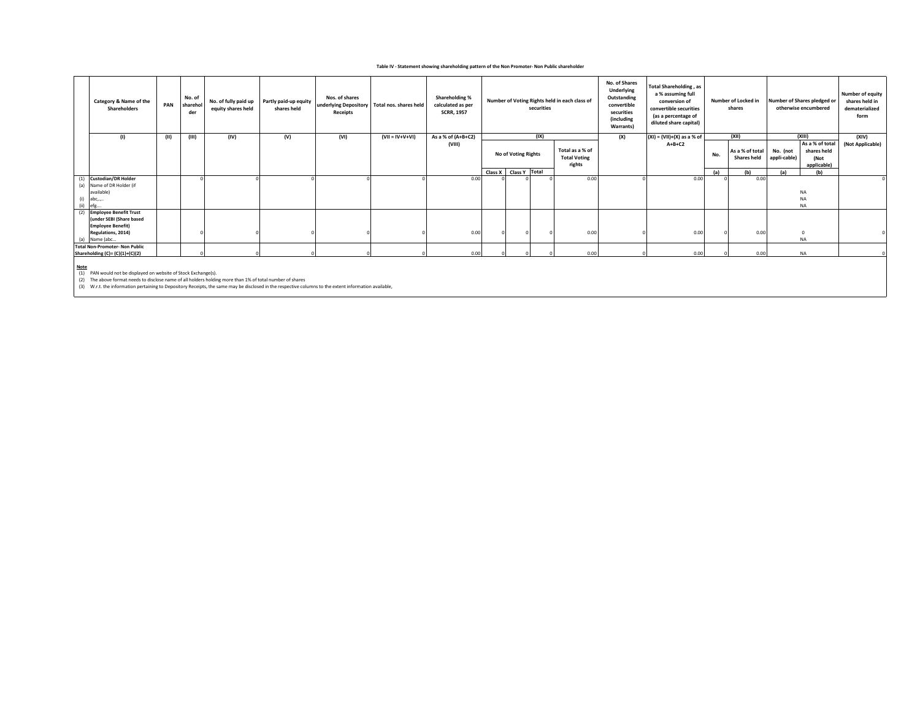Table IV - Statement showing shareholding pattern of the Non Promoter- Non Public shareholder

| | Category & Name of the Shareholders | PAN | No. of shareholder | No. of fully paid up equity shares held | Partly paid-up equity shares held | Nos. of shares underlying Depository Receipts | Total nos. shares held | Shareholding % calculated as per SCRR, 1957 | Number of Voting Rights held in each class of securities | | | | No. of Shares Underlying Outstanding convertible securities (including Warrants) | Total Shareholding , as a % assuming full conversion of convertible securities (as a percentage of diluted share capital) | Number of Locked in shares | | Number of Shares pledged or otherwise encumbered | | Number of equity shares held in dematerialized form |
|---|---|---|---|---|---|---|---|---|---|---|---|---|---|---|---|---|---|---|---|
| | (I) | (II) | (III) | (IV) | (V) | (VI) | (VII = IV+V+VI) | As a % of (A+B+C2) (VIII) | (IX) | | | | (X) | (XI) = (VII)+(X) as a % of A+B+C2 | (XII) | | (XIII) | | (XIV) (Not Applicable) |
| | | | | | | | | | No of Voting Rights | | | Total as a % of Total Voting rights | | | No. | As a % of total Shares held | No. (not appli-cable) | As a % of total shares held (Not applicable) | |
| | | | | | | | | | Class X | Class Y | Total | | | | (a) | (b) | (a) | (b) | |
| (1) | Custodian/DR Holder | | 0 | 0 | 0 | 0 | 0 | 0.00 | 0 | 0 | 0 | 0.00 | 0 | 0.00 | 0 | 0.00 | | | 0 |
| (a) | Name of DR Holder (if available) | | | | | | | | | | | | | | | | NA | | |
| (i) | abc,.,.. | | | | | | | | | | | | | | | | NA | | |
| (ii) | efg.... | | | | | | | | | | | | | | | | NA | | |
| (2) | Employee Benefit Trust (under SEBI (Share based Employee Benefit) Regulations, 2014) | | 0 | 0 | 0 | 0 | 0 | 0.00 | 0 | 0 | 0 | 0.00 | 0 | 0.00 | 0 | 0.00 | 0 | | 0 |
| (a) | Name (abc... | | | | | | | | | | | | | | | | NA | | |
| | Total Non-Promoter- Non Public Shareholding (C)= (C)(1)+(C)(2) | | 0 | 0 | 0 | 0 | 0 | 0.00 | 0 | 0 | 0 | 0.00 | 0 | 0.00 | 0 | 0.00 | NA | | 0 |

**Note**

(1) PAN would not be displayed on website of Stock Exchange(s).

(2) The above format needs to disclose name of all holders holding more than 1% of total number of shares

(3) W.r.t. the information pertaining to Depository Receipts, the same may be disclosed in the respective columns to the extent information available,